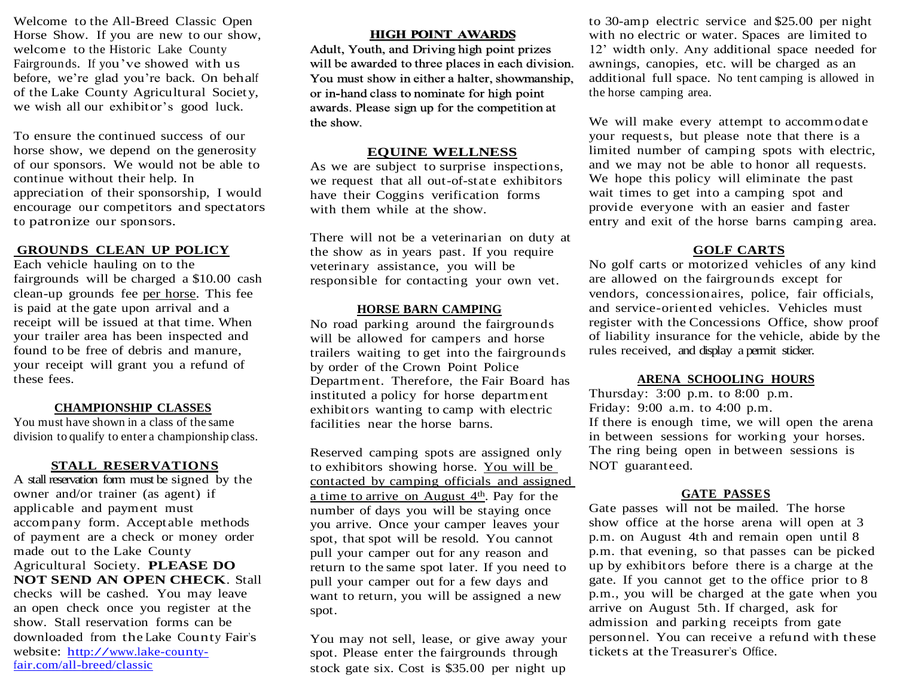Welcome to the All-Breed Classic Open Horse Show. If you are new to our show, welcome to the Historic Lake County Fairgrounds. If you've showed with us before, we're glad you're back. On behalf of the Lake County Agricultural Society, we wish all our exhibitor's good luck.

To ensure the continued success of our horse show, we depend on the generosity of our sponsors. We would not be able to continue without their help. In appreciation of their sponsorship, I would encourage our competitors and spectators to patronize our sponsors.

## GROUNDS CLEAN UP POLICY

Each vehicle hauling on to the fairgrounds will be charged a $10.00 cash clean-up grounds fee per horse. This fee is paid at the gate upon arrival and a receipt will be issued at that time. When your trailer area has been inspected and found to be free of debris and manure, your receipt will grant you a refund of these fees.

## CHAMPIONSHIP CLASSES

You must have shown in a class of the same division to qualify to enter a championship class.

## STALL RESERVATIONS

A stall reservation form must be signed by the owner and/or trainer (as agent) if applicable and payment must accompany form. Acceptable methods of payment are a check or money order made out to the Lake County Agricultural Society. **PLEASE DO NOT SEND AN OPEN CHECK**. Stall checks will be cashed. You may leave an open check once you register at the show. Stall reservation forms can be downloaded from the Lake County Fair's website: http://www.lake-county-fair.com/all-breed/classic

## HIGH POINT AWARDS

Adult, Youth, and Driving high point prizes will be awarded to three places in each division. You must show in either a halter, showmanship, or in-hand class to nominate for high point awards. Please sign up for the competition at the show.

## EQUINE WELLNESS

As we are subject to surprise inspections, we request that all out-of-state exhibitors have their Coggins verification forms with them while at the show.

There will not be a veterinarian on duty at the show as in years past. If you require veterinary assistance, you will be responsible for contacting your own vet.

## HORSE BARN CAMPING

No road parking around the fairgrounds will be allowed for campers and horse trailers waiting to get into the fairgrounds by order of the Crown Point Police Department. Therefore, the Fair Board has instituted a policy for horse department exhibitors wanting to camp with electric facilities near the horse barns.

Reserved camping spots are assigned only to exhibitors showing horse. You will be contacted by camping officials and assigned a time to arrive on August 4th. Pay for the number of days you will be staying once you arrive. Once your camper leaves your spot, that spot will be resold. You cannot pull your camper out for any reason and return to the same spot later. If you need to pull your camper out for a few days and want to return, you will be assigned a new spot.

You may not sell, lease, or give away your spot. Please enter the fairgrounds through stock gate six. Cost is $35.00 per night up to 30-amp electric service and $25.00 per night with no electric or water. Spaces are limited to 12' width only. Any additional space needed for awnings, canopies, etc. will be charged as an additional full space. No tent camping is allowed in the horse camping area.

We will make every attempt to accommodate your requests, but please note that there is a limited number of camping spots with electric, and we may not be able to honor all requests. We hope this policy will eliminate the past wait times to get into a camping spot and provide everyone with an easier and faster entry and exit of the horse barns camping area.

## GOLF CARTS

No golf carts or motorized vehicles of any kind are allowed on the fairgrounds except for vendors, concessionaires, police, fair officials, and service-oriented vehicles. Vehicles must register with the Concessions Office, show proof of liability insurance for the vehicle, abide by the rules received, and display a permit sticker.

## ARENA SCHOOLING HOURS

Thursday: 3:00 p.m. to 8:00 p.m.
Friday: 9:00 a.m. to 4:00 p.m.
If there is enough time, we will open the arena in between sessions for working your horses. The ring being open in between sessions is NOT guaranteed.

## GATE PASSES

Gate passes will not be mailed. The horse show office at the horse arena will open at 3 p.m. on August 4th and remain open until 8 p.m. that evening, so that passes can be picked up by exhibitors before there is a charge at the gate. If you cannot get to the office prior to 8 p.m., you will be charged at the gate when you arrive on August 5th. If charged, ask for admission and parking receipts from gate personnel. You can receive a refund with these tickets at the Treasurer's Office.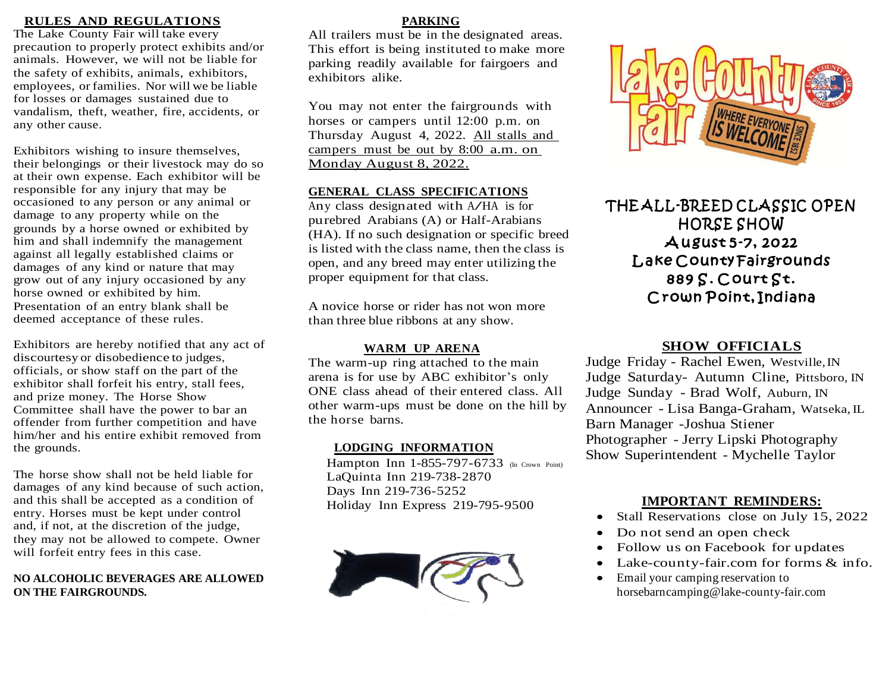## RULES AND REGULATIONS

The Lake County Fair will take every precaution to properly protect exhibits and/or animals. However, we will not be liable for the safety of exhibits, animals, exhibitors, employees, or families. Nor will we be liable for losses or damages sustained due to vandalism, theft, weather, fire, accidents, or any other cause.

Exhibitors wishing to insure themselves, their belongings or their livestock may do so at their own expense. Each exhibitor will be responsible for any injury that may be occasioned to any person or any animal or damage to any property while on the grounds by a horse owned or exhibited by him and shall indemnify the management against all legally established claims or damages of any kind or nature that may grow out of any injury occasioned by any horse owned or exhibited by him. Presentation of an entry blank shall be deemed acceptance of these rules.

Exhibitors are hereby notified that any act of discourtesy or disobedience to judges, officials, or show staff on the part of the exhibitor shall forfeit his entry, stall fees, and prize money. The Horse Show Committee shall have the power to bar an offender from further competition and have him/her and his entire exhibit removed from the grounds.

The horse show shall not be held liable for damages of any kind because of such action, and this shall be accepted as a condition of entry. Horses must be kept under control and, if not, at the discretion of the judge, they may not be allowed to compete. Owner will forfeit entry fees in this case.

**NO ALCOHOLIC BEVERAGES ARE ALLOWED ON THE FAIRGROUNDS.**

## PARKING

All trailers must be in the designated areas. This effort is being instituted to make more parking readily available for fairgoers and exhibitors alike.

You may not enter the fairgrounds with horses or campers until 12:00 p.m. on Thursday August 4, 2022. All stalls and campers must be out by 8:00 a.m. on Monday August 8, 2022.

## GENERAL CLASS SPECIFICATIONS

Any class designated with A/HA is for purebred Arabians (A) or Half-Arabians (HA). If no such designation or specific breed is listed with the class name, then the class is open, and any breed may enter utilizing the proper equipment for that class.

A novice horse or rider has not won more than three blue ribbons at any show.

## WARM UP ARENA

The warm-up ring attached to the main arena is for use by ABC exhibitor's only ONE class ahead of their entered class. All other warm-ups must be done on the hill by the horse barns.

## LODGING INFORMATION

Hampton Inn 1-855-797-6733 (In Crown Point)
LaQuinta Inn 219-738-2870
Days Inn 219-736-5252
Holiday Inn Express 219-795-9500

Lake County Fair — WHERE EVERYONE IS WELCOME — SINCE 1852

# THE ALL-BREED CLASSIC OPEN HORSE SHOW
## August 5-7, 2022
## Lake County Fairgrounds
## 889 S. Court St.
## Crown Point, Indiana

## SHOW OFFICIALS

Judge Friday - Rachel Ewen, Westville, IN
Judge Saturday- Autumn Cline, Pittsboro, IN
Judge Sunday - Brad Wolf, Auburn, IN
Announcer - Lisa Banga-Graham, Watseka, IL
Barn Manager -Joshua Stiener
Photographer - Jerry Lipski Photography
Show Superintendent - Mychelle Taylor

## IMPORTANT REMINDERS:

- Stall Reservations close on July 15, 2022
- Do not send an open check
- Follow us on Facebook for updates
- Lake-county-fair.com for forms & info.
- Email your camping reservation to horsebarncamping@lake-county-fair.com